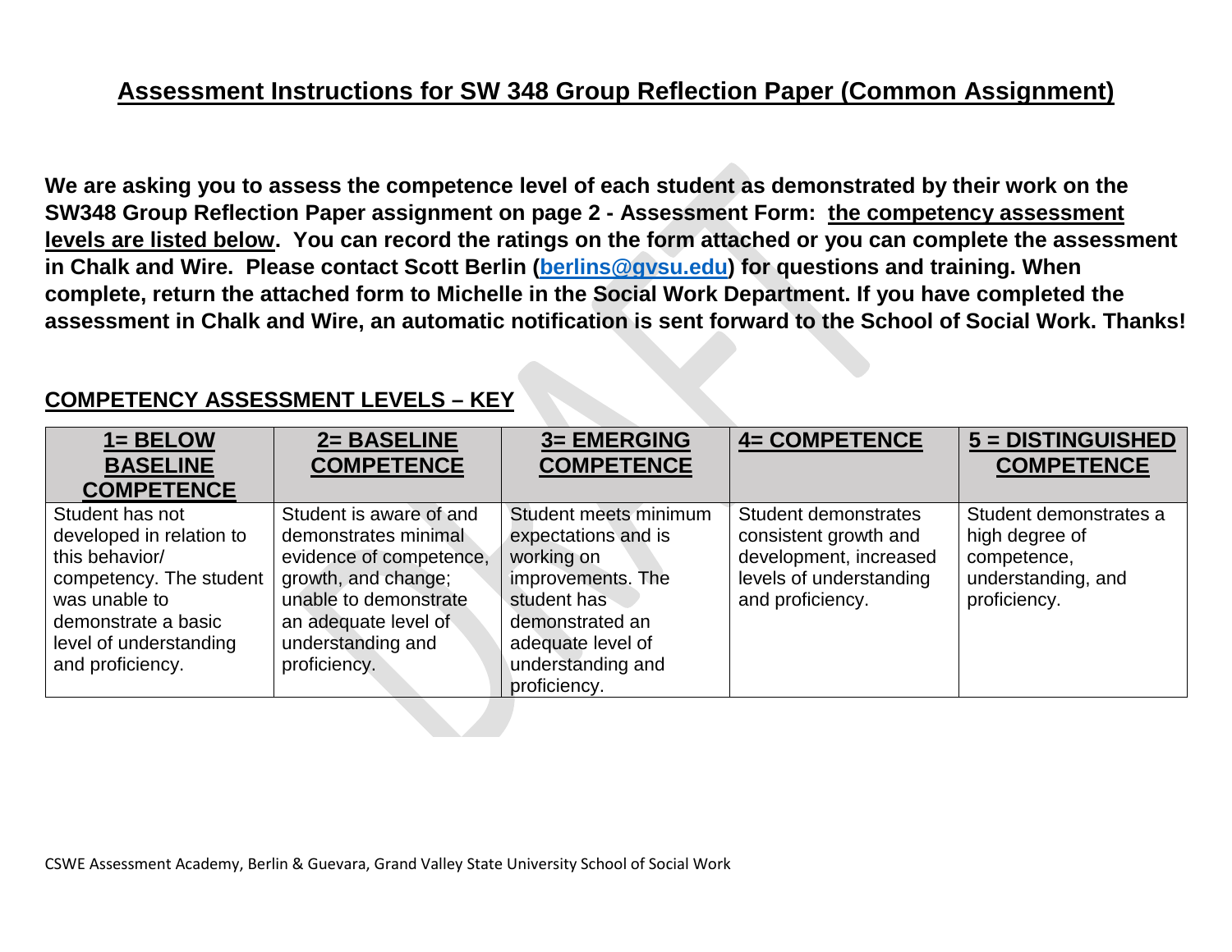# Assessment Instructions for SW 348 Group Reflection Paper (Common Assignment)

**We are asking you to assess the competence level of each student as demonstrated by their work on the SW348 Group Reflection Paper assignment on page 2 - Assessment Form: <u>the competency assessment levels are listed below</u>. You can record the ratings on the form attached or you can complete the assessment in Chalk and Wire. Please contact Scott Berlin ([berlins@gvsu.edu](mailto:berlins@gvsu.edu)) for questions and training. When complete, return the attached form to Michelle in the Social Work Department. If you have completed the assessment in Chalk and Wire, an automatic notification is sent forward to the School of Social Work. Thanks!**

## COMPETENCY ASSESSMENT LEVELS – KEY

| 1= BELOW BASELINE COMPETENCE | 2= BASELINE COMPETENCE | 3= EMERGING COMPETENCE | 4= COMPETENCE | 5 = DISTINGUISHED COMPETENCE |
|---|---|---|---|---|
| Student has not developed in relation to this behavior/ competency. The student was unable to demonstrate a basic level of understanding and proficiency. | Student is aware of and demonstrates minimal evidence of competence, growth, and change; unable to demonstrate an adequate level of understanding and proficiency. | Student meets minimum expectations and is working on improvements. The student has demonstrated an adequate level of understanding and proficiency. | Student demonstrates consistent growth and development, increased levels of understanding and proficiency. | Student demonstrates a high degree of competence, understanding, and proficiency. |

CSWE Assessment Academy, Berlin & Guevara, Grand Valley State University School of Social Work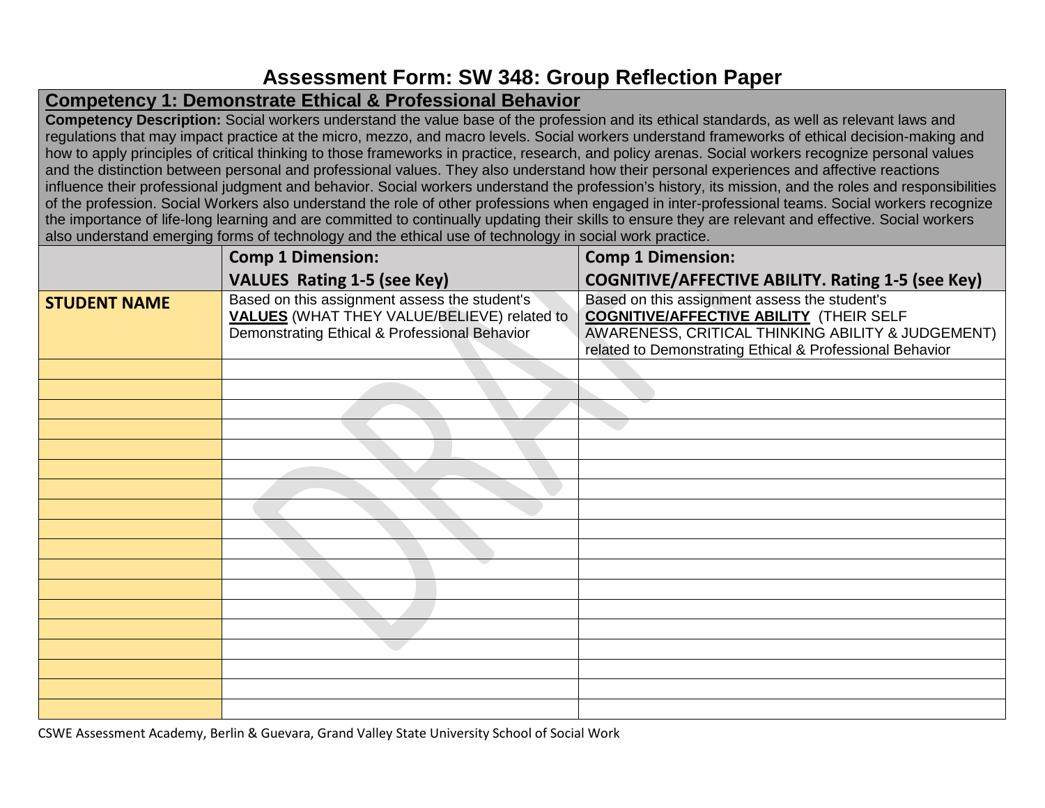# Assessment Form: SW 348: Group Reflection Paper

## Competency 1: Demonstrate Ethical & Professional Behavior

**Competency Description:** Social workers understand the value base of the profession and its ethical standards, as well as relevant laws and regulations that may impact practice at the micro, mezzo, and macro levels. Social workers understand frameworks of ethical decision-making and how to apply principles of critical thinking to those frameworks in practice, research, and policy arenas. Social workers recognize personal values and the distinction between personal and professional values. They also understand how their personal experiences and affective reactions influence their professional judgment and behavior. Social workers understand the profession's history, its mission, and the roles and responsibilities of the profession. Social Workers also understand the role of other professions when engaged in inter-professional teams. Social workers recognize the importance of life-long learning and are committed to continually updating their skills to ensure they are relevant and effective. Social workers also understand emerging forms of technology and the ethical use of technology in social work practice.

| | Comp 1 Dimension: VALUES Rating 1-5 (see Key) | Comp 1 Dimension: COGNITIVE/AFFECTIVE ABILITY. Rating 1-5 (see Key) |
|---|---|---|
| **STUDENT NAME** | Based on this assignment assess the student's **VALUES** (WHAT THEY VALUE/BELIEVE) related to Demonstrating Ethical & Professional Behavior | Based on this assignment assess the student's **COGNITIVE/AFFECTIVE ABILITY** (THEIR SELF AWARENESS, CRITICAL THINKING ABILITY & JUDGEMENT) related to Demonstrating Ethical & Professional Behavior |
| | | |
| | | |
| | | |
| | | |
| | | |
| | | |
| | | |
| | | |
| | | |
| | | |
| | | |
| | | |
| | | |
| | | |
| | | |
| | | |
| | | |
| | | |

CSWE Assessment Academy, Berlin & Guevara, Grand Valley State University School of Social Work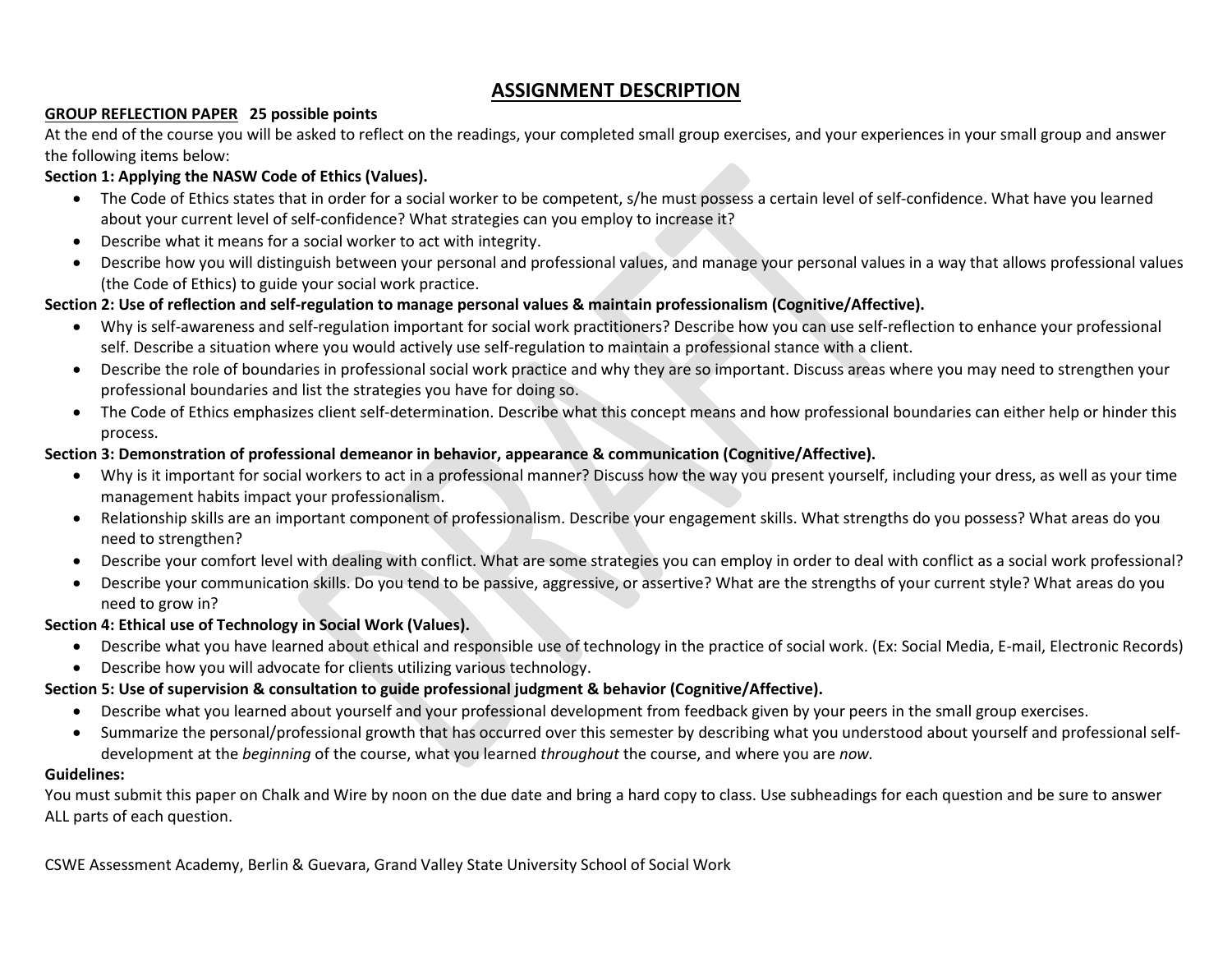# ASSIGNMENT DESCRIPTION

**GROUP REFLECTION PAPER   25 possible points**

At the end of the course you will be asked to reflect on the readings, your completed small group exercises, and your experiences in your small group and answer the following items below:

**Section 1: Applying the NASW Code of Ethics (Values).**

- The Code of Ethics states that in order for a social worker to be competent, s/he must possess a certain level of self-confidence. What have you learned about your current level of self-confidence? What strategies can you employ to increase it?
- Describe what it means for a social worker to act with integrity.
- Describe how you will distinguish between your personal and professional values, and manage your personal values in a way that allows professional values (the Code of Ethics) to guide your social work practice.

**Section 2: Use of reflection and self-regulation to manage personal values & maintain professionalism (Cognitive/Affective).**

- Why is self-awareness and self-regulation important for social work practitioners? Describe how you can use self-reflection to enhance your professional self. Describe a situation where you would actively use self-regulation to maintain a professional stance with a client.
- Describe the role of boundaries in professional social work practice and why they are so important. Discuss areas where you may need to strengthen your professional boundaries and list the strategies you have for doing so.
- The Code of Ethics emphasizes client self-determination. Describe what this concept means and how professional boundaries can either help or hinder this process.

**Section 3: Demonstration of professional demeanor in behavior, appearance & communication (Cognitive/Affective).**

- Why is it important for social workers to act in a professional manner? Discuss how the way you present yourself, including your dress, as well as your time management habits impact your professionalism.
- Relationship skills are an important component of professionalism. Describe your engagement skills. What strengths do you possess? What areas do you need to strengthen?
- Describe your comfort level with dealing with conflict. What are some strategies you can employ in order to deal with conflict as a social work professional?
- Describe your communication skills. Do you tend to be passive, aggressive, or assertive? What are the strengths of your current style? What areas do you need to grow in?

**Section 4: Ethical use of Technology in Social Work (Values).**

- Describe what you have learned about ethical and responsible use of technology in the practice of social work. (Ex: Social Media, E-mail, Electronic Records)
- Describe how you will advocate for clients utilizing various technology.

**Section 5: Use of supervision & consultation to guide professional judgment & behavior (Cognitive/Affective).**

- Describe what you learned about yourself and your professional development from feedback given by your peers in the small group exercises.
- Summarize the personal/professional growth that has occurred over this semester by describing what you understood about yourself and professional self-development at the *beginning* of the course, what you learned *throughout* the course, and where you are *now.*

**Guidelines:**

You must submit this paper on Chalk and Wire by noon on the due date and bring a hard copy to class. Use subheadings for each question and be sure to answer ALL parts of each question.

CSWE Assessment Academy, Berlin & Guevara, Grand Valley State University School of Social Work